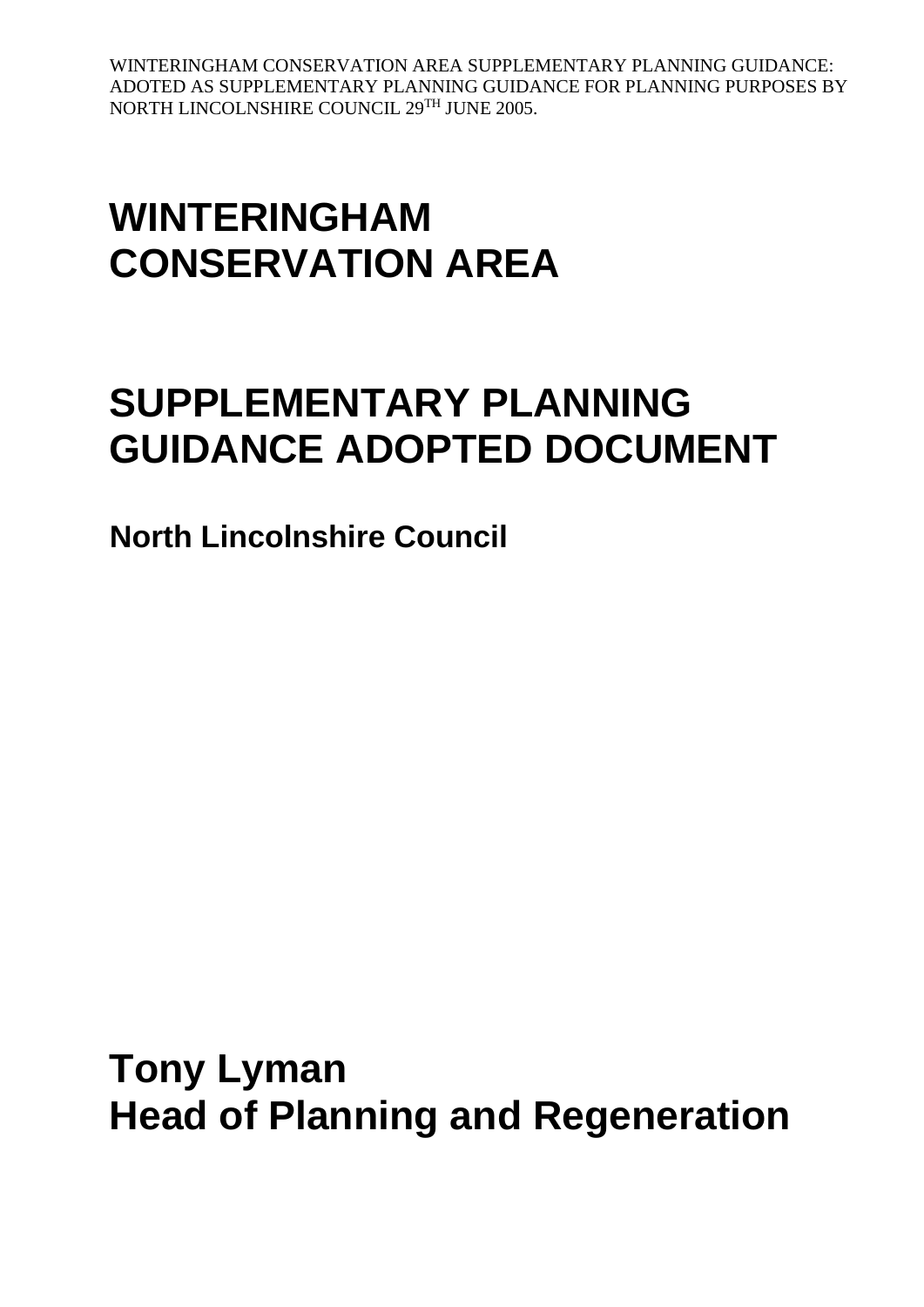WINTERINGHAM CONSERVATION AREA SUPPLEMENTARY PLANNING GUIDANCE: ADOTED AS SUPPLEMENTARY PLANNING GUIDANCE FOR PLANNING PURPOSES BY NORTH LINCOLNSHIRE COUNCIL 29TH JUNE 2005.

# WINTERINGHAM CONSERVATION AREA

# SUPPLEMENTARY PLANNING GUIDANCE ADOPTED DOCUMENT

**North Lincolnshire Council**

# Tony Lyman
# Head of Planning and Regeneration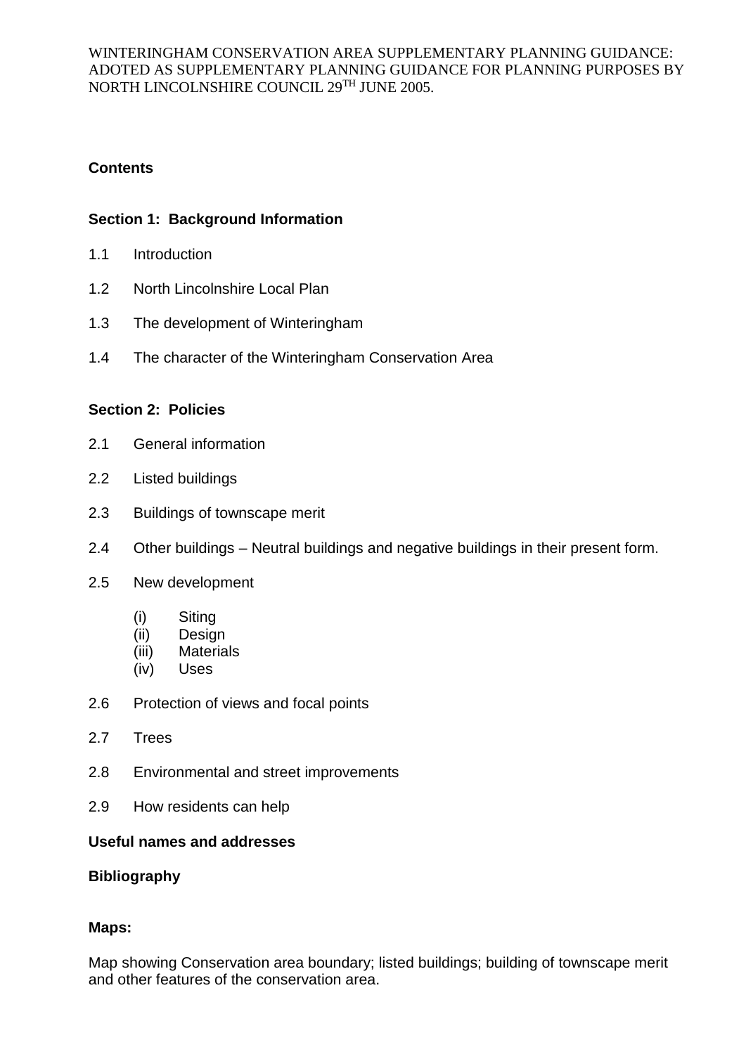WINTERINGHAM CONSERVATION AREA SUPPLEMENTARY PLANNING GUIDANCE: ADOTED AS SUPPLEMENTARY PLANNING GUIDANCE FOR PLANNING PURPOSES BY NORTH LINCOLNSHIRE COUNCIL 29TH JUNE 2005.

## Contents

### Section 1: Background Information

1.1 Introduction

1.2 North Lincolnshire Local Plan

1.3 The development of Winteringham

1.4 The character of the Winteringham Conservation Area

### Section 2: Policies

2.1 General information

2.2 Listed buildings

2.3 Buildings of townscape merit

2.4 Other buildings – Neutral buildings and negative buildings in their present form.

2.5 New development

- (i) Siting
- (ii) Design
- (iii) Materials
- (iv) Uses

2.6 Protection of views and focal points

2.7 Trees

2.8 Environmental and street improvements

2.9 How residents can help

**Useful names and addresses**

**Bibliography**

**Maps:**

Map showing Conservation area boundary; listed buildings; building of townscape merit and other features of the conservation area.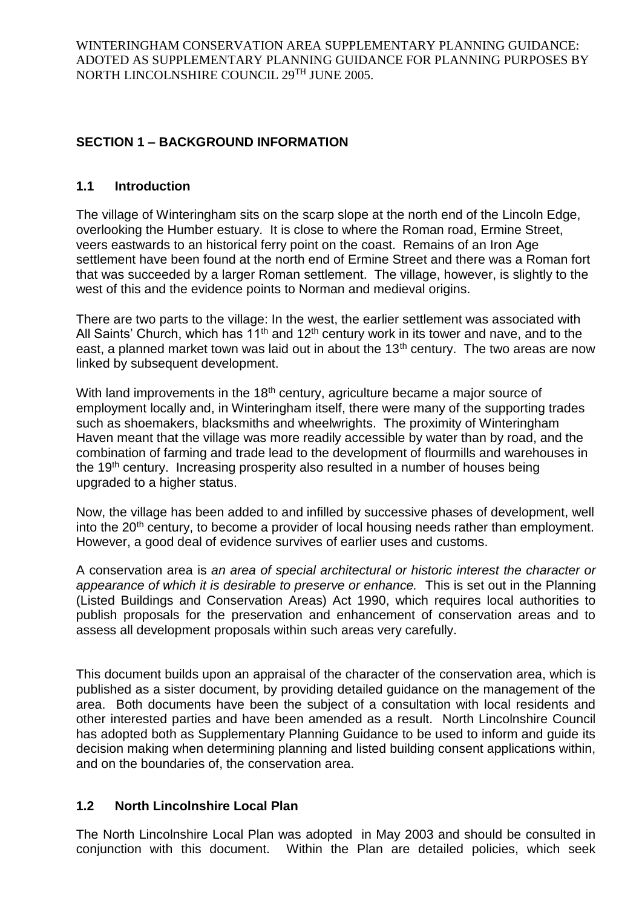WINTERINGHAM CONSERVATION AREA SUPPLEMENTARY PLANNING GUIDANCE: ADOTED AS SUPPLEMENTARY PLANNING GUIDANCE FOR PLANNING PURPOSES BY NORTH LINCOLNSHIRE COUNCIL 29TH JUNE 2005.

## SECTION 1 – BACKGROUND INFORMATION

### 1.1 Introduction

The village of Winteringham sits on the scarp slope at the north end of the Lincoln Edge, overlooking the Humber estuary. It is close to where the Roman road, Ermine Street, veers eastwards to an historical ferry point on the coast. Remains of an Iron Age settlement have been found at the north end of Ermine Street and there was a Roman fort that was succeeded by a larger Roman settlement. The village, however, is slightly to the west of this and the evidence points to Norman and medieval origins.

There are two parts to the village: In the west, the earlier settlement was associated with All Saints' Church, which has 11th and 12th century work in its tower and nave, and to the east, a planned market town was laid out in about the 13th century. The two areas are now linked by subsequent development.

With land improvements in the 18th century, agriculture became a major source of employment locally and, in Winteringham itself, there were many of the supporting trades such as shoemakers, blacksmiths and wheelwrights. The proximity of Winteringham Haven meant that the village was more readily accessible by water than by road, and the combination of farming and trade lead to the development of flourmills and warehouses in the 19th century. Increasing prosperity also resulted in a number of houses being upgraded to a higher status.

Now, the village has been added to and infilled by successive phases of development, well into the 20th century, to become a provider of local housing needs rather than employment. However, a good deal of evidence survives of earlier uses and customs.

A conservation area is *an area of special architectural or historic interest the character or appearance of which it is desirable to preserve or enhance.* This is set out in the Planning (Listed Buildings and Conservation Areas) Act 1990, which requires local authorities to publish proposals for the preservation and enhancement of conservation areas and to assess all development proposals within such areas very carefully.

This document builds upon an appraisal of the character of the conservation area, which is published as a sister document, by providing detailed guidance on the management of the area. Both documents have been the subject of a consultation with local residents and other interested parties and have been amended as a result. North Lincolnshire Council has adopted both as Supplementary Planning Guidance to be used to inform and guide its decision making when determining planning and listed building consent applications within, and on the boundaries of, the conservation area.

### 1.2 North Lincolnshire Local Plan

The North Lincolnshire Local Plan was adopted in May 2003 and should be consulted in conjunction with this document. Within the Plan are detailed policies, which seek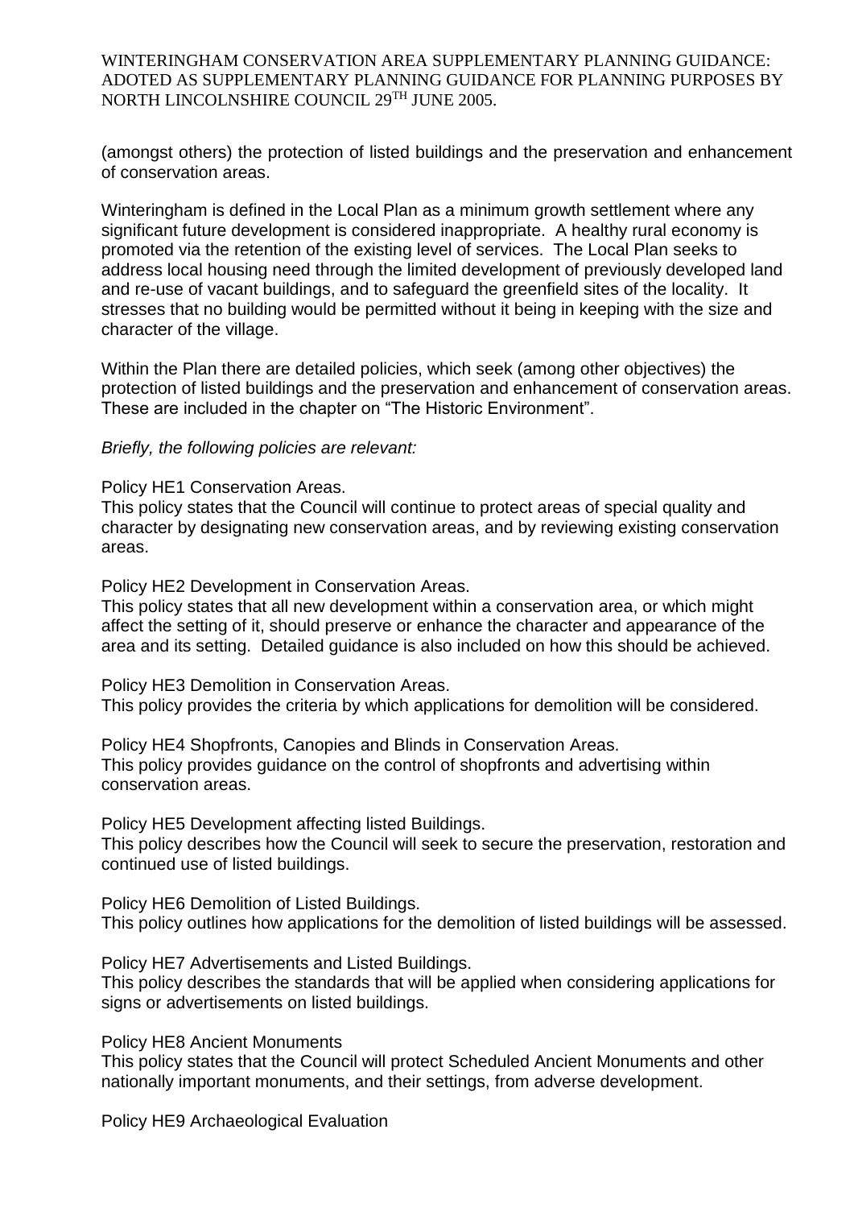(amongst others) the protection of listed buildings and the preservation and enhancement of conservation areas.

Winteringham is defined in the Local Plan as a minimum growth settlement where any significant future development is considered inappropriate. A healthy rural economy is promoted via the retention of the existing level of services. The Local Plan seeks to address local housing need through the limited development of previously developed land and re-use of vacant buildings, and to safeguard the greenfield sites of the locality. It stresses that no building would be permitted without it being in keeping with the size and character of the village.

Within the Plan there are detailed policies, which seek (among other objectives) the protection of listed buildings and the preservation and enhancement of conservation areas. These are included in the chapter on "The Historic Environment".

*Briefly, the following policies are relevant:*

Policy HE1 Conservation Areas.
This policy states that the Council will continue to protect areas of special quality and character by designating new conservation areas, and by reviewing existing conservation areas.

Policy HE2 Development in Conservation Areas.
This policy states that all new development within a conservation area, or which might affect the setting of it, should preserve or enhance the character and appearance of the area and its setting. Detailed guidance is also included on how this should be achieved.

Policy HE3 Demolition in Conservation Areas.
This policy provides the criteria by which applications for demolition will be considered.

Policy HE4 Shopfronts, Canopies and Blinds in Conservation Areas.
This policy provides guidance on the control of shopfronts and advertising within conservation areas.

Policy HE5 Development affecting listed Buildings.
This policy describes how the Council will seek to secure the preservation, restoration and continued use of listed buildings.

Policy HE6 Demolition of Listed Buildings.
This policy outlines how applications for the demolition of listed buildings will be assessed.

Policy HE7 Advertisements and Listed Buildings.
This policy describes the standards that will be applied when considering applications for signs or advertisements on listed buildings.

Policy HE8 Ancient Monuments
This policy states that the Council will protect Scheduled Ancient Monuments and other nationally important monuments, and their settings, from adverse development.

Policy HE9 Archaeological Evaluation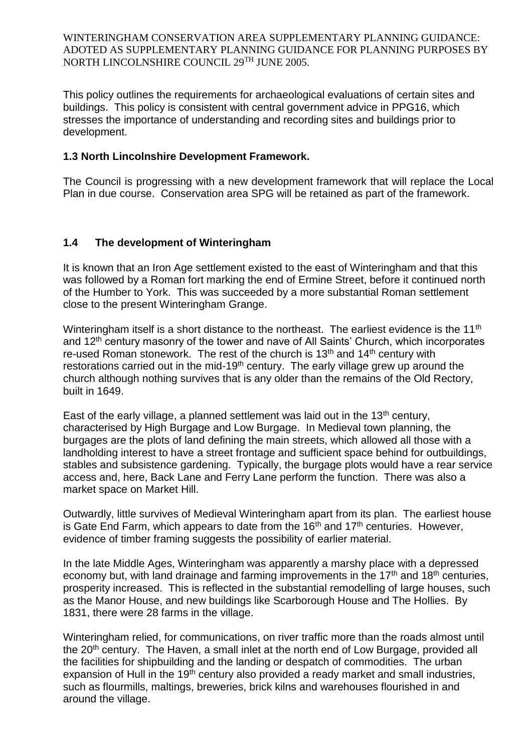This policy outlines the requirements for archaeological evaluations of certain sites and buildings. This policy is consistent with central government advice in PPG16, which stresses the importance of understanding and recording sites and buildings prior to development.

### 1.3 North Lincolnshire Development Framework.

The Council is progressing with a new development framework that will replace the Local Plan in due course. Conservation area SPG will be retained as part of the framework.

### 1.4 The development of Winteringham

It is known that an Iron Age settlement existed to the east of Winteringham and that this was followed by a Roman fort marking the end of Ermine Street, before it continued north of the Humber to York. This was succeeded by a more substantial Roman settlement close to the present Winteringham Grange.

Winteringham itself is a short distance to the northeast. The earliest evidence is the 11th and 12th century masonry of the tower and nave of All Saints' Church, which incorporates re-used Roman stonework. The rest of the church is 13th and 14th century with restorations carried out in the mid-19th century. The early village grew up around the church although nothing survives that is any older than the remains of the Old Rectory, built in 1649.

East of the early village, a planned settlement was laid out in the 13th century, characterised by High Burgage and Low Burgage. In Medieval town planning, the burgages are the plots of land defining the main streets, which allowed all those with a landholding interest to have a street frontage and sufficient space behind for outbuildings, stables and subsistence gardening. Typically, the burgage plots would have a rear service access and, here, Back Lane and Ferry Lane perform the function. There was also a market space on Market Hill.

Outwardly, little survives of Medieval Winteringham apart from its plan. The earliest house is Gate End Farm, which appears to date from the 16th and 17th centuries. However, evidence of timber framing suggests the possibility of earlier material.

In the late Middle Ages, Winteringham was apparently a marshy place with a depressed economy but, with land drainage and farming improvements in the 17th and 18th centuries, prosperity increased. This is reflected in the substantial remodelling of large houses, such as the Manor House, and new buildings like Scarborough House and The Hollies. By 1831, there were 28 farms in the village.

Winteringham relied, for communications, on river traffic more than the roads almost until the 20th century. The Haven, a small inlet at the north end of Low Burgage, provided all the facilities for shipbuilding and the landing or despatch of commodities. The urban expansion of Hull in the 19th century also provided a ready market and small industries, such as flourmills, maltings, breweries, brick kilns and warehouses flourished in and around the village.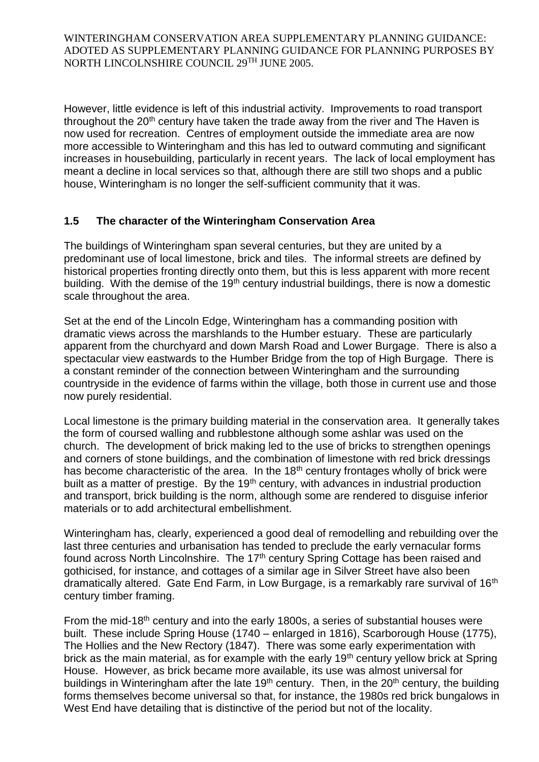However, little evidence is left of this industrial activity. Improvements to road transport throughout the 20th century have taken the trade away from the river and The Haven is now used for recreation. Centres of employment outside the immediate area are now more accessible to Winteringham and this has led to outward commuting and significant increases in housebuilding, particularly in recent years. The lack of local employment has meant a decline in local services so that, although there are still two shops and a public house, Winteringham is no longer the self-sufficient community that it was.

## 1.5 The character of the Winteringham Conservation Area

The buildings of Winteringham span several centuries, but they are united by a predominant use of local limestone, brick and tiles. The informal streets are defined by historical properties fronting directly onto them, but this is less apparent with more recent building. With the demise of the 19th century industrial buildings, there is now a domestic scale throughout the area.

Set at the end of the Lincoln Edge, Winteringham has a commanding position with dramatic views across the marshlands to the Humber estuary. These are particularly apparent from the churchyard and down Marsh Road and Lower Burgage. There is also a spectacular view eastwards to the Humber Bridge from the top of High Burgage. There is a constant reminder of the connection between Winteringham and the surrounding countryside in the evidence of farms within the village, both those in current use and those now purely residential.

Local limestone is the primary building material in the conservation area. It generally takes the form of coursed walling and rubblestone although some ashlar was used on the church. The development of brick making led to the use of bricks to strengthen openings and corners of stone buildings, and the combination of limestone with red brick dressings has become characteristic of the area. In the 18th century frontages wholly of brick were built as a matter of prestige. By the 19th century, with advances in industrial production and transport, brick building is the norm, although some are rendered to disguise inferior materials or to add architectural embellishment.

Winteringham has, clearly, experienced a good deal of remodelling and rebuilding over the last three centuries and urbanisation has tended to preclude the early vernacular forms found across North Lincolnshire. The 17th century Spring Cottage has been raised and gothicised, for instance, and cottages of a similar age in Silver Street have also been dramatically altered. Gate End Farm, in Low Burgage, is a remarkably rare survival of 16th century timber framing.

From the mid-18th century and into the early 1800s, a series of substantial houses were built. These include Spring House (1740 – enlarged in 1816), Scarborough House (1775), The Hollies and the New Rectory (1847). There was some early experimentation with brick as the main material, as for example with the early 19th century yellow brick at Spring House. However, as brick became more available, its use was almost universal for buildings in Winteringham after the late 19th century. Then, in the 20th century, the building forms themselves become universal so that, for instance, the 1980s red brick bungalows in West End have detailing that is distinctive of the period but not of the locality.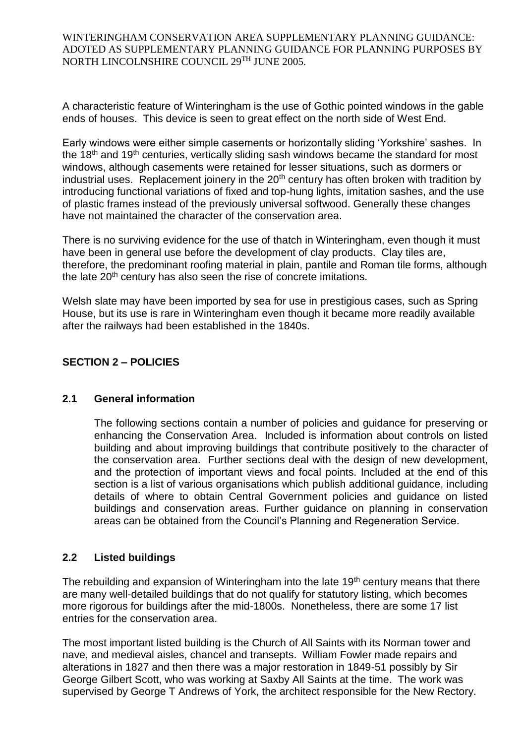A characteristic feature of Winteringham is the use of Gothic pointed windows in the gable ends of houses. This device is seen to great effect on the north side of West End.

Early windows were either simple casements or horizontally sliding 'Yorkshire' sashes. In the 18th and 19th centuries, vertically sliding sash windows became the standard for most windows, although casements were retained for lesser situations, such as dormers or industrial uses. Replacement joinery in the 20th century has often broken with tradition by introducing functional variations of fixed and top-hung lights, imitation sashes, and the use of plastic frames instead of the previously universal softwood. Generally these changes have not maintained the character of the conservation area.

There is no surviving evidence for the use of thatch in Winteringham, even though it must have been in general use before the development of clay products. Clay tiles are, therefore, the predominant roofing material in plain, pantile and Roman tile forms, although the late 20th century has also seen the rise of concrete imitations.

Welsh slate may have been imported by sea for use in prestigious cases, such as Spring House, but its use is rare in Winteringham even though it became more readily available after the railways had been established in the 1840s.

## SECTION 2 – POLICIES

### 2.1 General information

The following sections contain a number of policies and guidance for preserving or enhancing the Conservation Area. Included is information about controls on listed building and about improving buildings that contribute positively to the character of the conservation area. Further sections deal with the design of new development, and the protection of important views and focal points. Included at the end of this section is a list of various organisations which publish additional guidance, including details of where to obtain Central Government policies and guidance on listed buildings and conservation areas. Further guidance on planning in conservation areas can be obtained from the Council's Planning and Regeneration Service.

### 2.2 Listed buildings

The rebuilding and expansion of Winteringham into the late 19th century means that there are many well-detailed buildings that do not qualify for statutory listing, which becomes more rigorous for buildings after the mid-1800s. Nonetheless, there are some 17 list entries for the conservation area.

The most important listed building is the Church of All Saints with its Norman tower and nave, and medieval aisles, chancel and transepts. William Fowler made repairs and alterations in 1827 and then there was a major restoration in 1849-51 possibly by Sir George Gilbert Scott, who was working at Saxby All Saints at the time. The work was supervised by George T Andrews of York, the architect responsible for the New Rectory.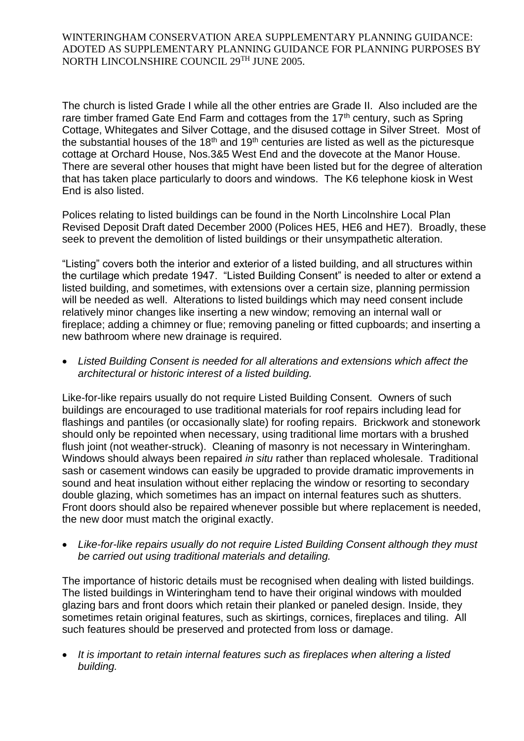The church is listed Grade I while all the other entries are Grade II. Also included are the rare timber framed Gate End Farm and cottages from the 17th century, such as Spring Cottage, Whitegates and Silver Cottage, and the disused cottage in Silver Street. Most of the substantial houses of the 18th and 19th centuries are listed as well as the picturesque cottage at Orchard House, Nos.3&5 West End and the dovecote at the Manor House. There are several other houses that might have been listed but for the degree of alteration that has taken place particularly to doors and windows. The K6 telephone kiosk in West End is also listed.

Polices relating to listed buildings can be found in the North Lincolnshire Local Plan Revised Deposit Draft dated December 2000 (Polices HE5, HE6 and HE7). Broadly, these seek to prevent the demolition of listed buildings or their unsympathetic alteration.

"Listing" covers both the interior and exterior of a listed building, and all structures within the curtilage which predate 1947. "Listed Building Consent" is needed to alter or extend a listed building, and sometimes, with extensions over a certain size, planning permission will be needed as well. Alterations to listed buildings which may need consent include relatively minor changes like inserting a new window; removing an internal wall or fireplace; adding a chimney or flue; removing paneling or fitted cupboards; and inserting a new bathroom where new drainage is required.

- *Listed Building Consent is needed for all alterations and extensions which affect the architectural or historic interest of a listed building.*

Like-for-like repairs usually do not require Listed Building Consent. Owners of such buildings are encouraged to use traditional materials for roof repairs including lead for flashings and pantiles (or occasionally slate) for roofing repairs. Brickwork and stonework should only be repointed when necessary, using traditional lime mortars with a brushed flush joint (not weather-struck). Cleaning of masonry is not necessary in Winteringham. Windows should always been repaired *in situ* rather than replaced wholesale. Traditional sash or casement windows can easily be upgraded to provide dramatic improvements in sound and heat insulation without either replacing the window or resorting to secondary double glazing, which sometimes has an impact on internal features such as shutters. Front doors should also be repaired whenever possible but where replacement is needed, the new door must match the original exactly.

- *Like-for-like repairs usually do not require Listed Building Consent although they must be carried out using traditional materials and detailing.*

The importance of historic details must be recognised when dealing with listed buildings. The listed buildings in Winteringham tend to have their original windows with moulded glazing bars and front doors which retain their planked or paneled design. Inside, they sometimes retain original features, such as skirtings, cornices, fireplaces and tiling. All such features should be preserved and protected from loss or damage.

- *It is important to retain internal features such as fireplaces when altering a listed building.*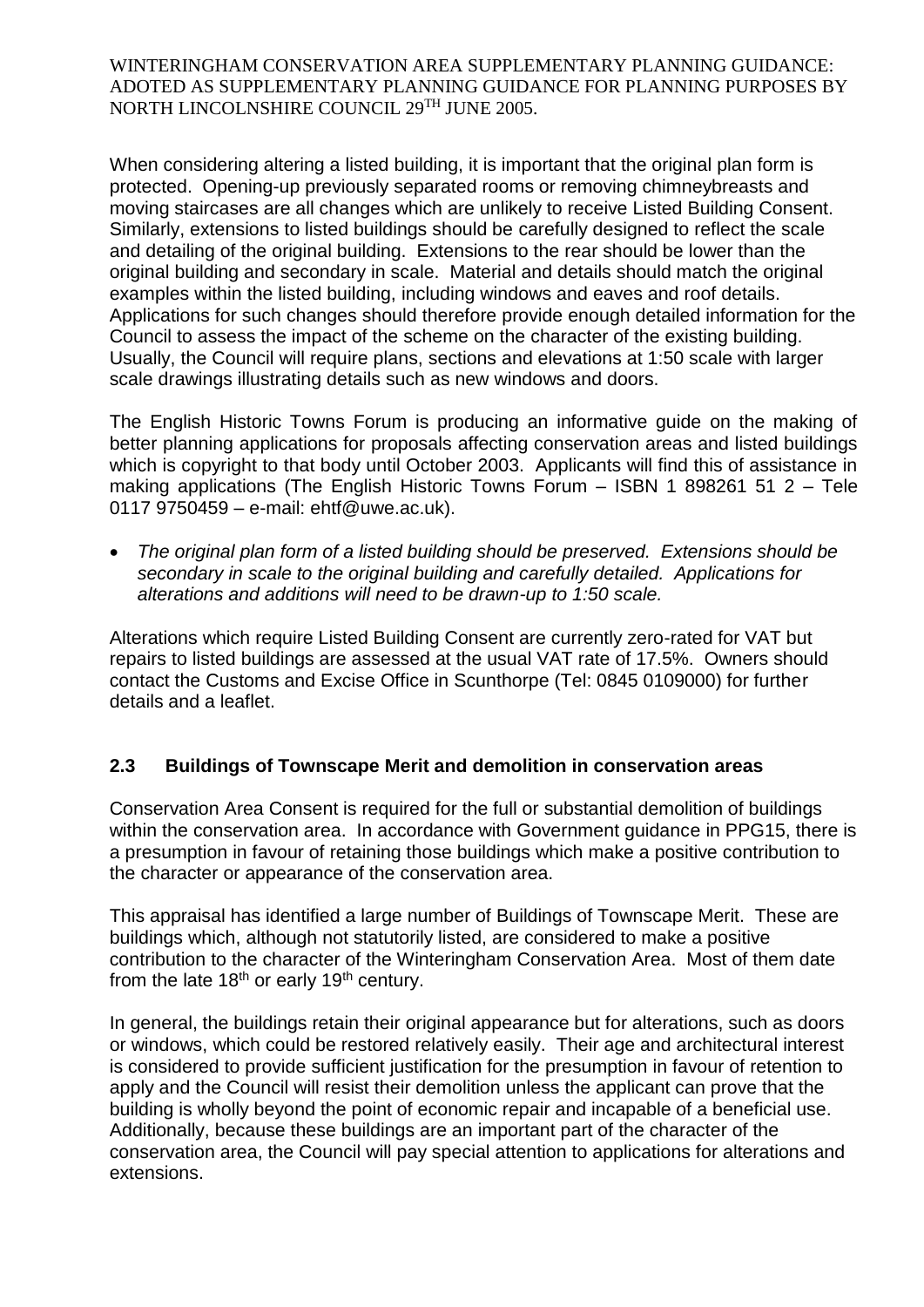When considering altering a listed building, it is important that the original plan form is protected. Opening-up previously separated rooms or removing chimneybreasts and moving staircases are all changes which are unlikely to receive Listed Building Consent. Similarly, extensions to listed buildings should be carefully designed to reflect the scale and detailing of the original building. Extensions to the rear should be lower than the original building and secondary in scale. Material and details should match the original examples within the listed building, including windows and eaves and roof details. Applications for such changes should therefore provide enough detailed information for the Council to assess the impact of the scheme on the character of the existing building. Usually, the Council will require plans, sections and elevations at 1:50 scale with larger scale drawings illustrating details such as new windows and doors.

The English Historic Towns Forum is producing an informative guide on the making of better planning applications for proposals affecting conservation areas and listed buildings which is copyright to that body until October 2003. Applicants will find this of assistance in making applications (The English Historic Towns Forum – ISBN 1 898261 51 2 – Tele 0117 9750459 – e-mail: ehtf@uwe.ac.uk).

- *The original plan form of a listed building should be preserved. Extensions should be secondary in scale to the original building and carefully detailed. Applications for alterations and additions will need to be drawn-up to 1:50 scale.*

Alterations which require Listed Building Consent are currently zero-rated for VAT but repairs to listed buildings are assessed at the usual VAT rate of 17.5%. Owners should contact the Customs and Excise Office in Scunthorpe (Tel: 0845 0109000) for further details and a leaflet.

## 2.3 Buildings of Townscape Merit and demolition in conservation areas

Conservation Area Consent is required for the full or substantial demolition of buildings within the conservation area. In accordance with Government guidance in PPG15, there is a presumption in favour of retaining those buildings which make a positive contribution to the character or appearance of the conservation area.

This appraisal has identified a large number of Buildings of Townscape Merit. These are buildings which, although not statutorily listed, are considered to make a positive contribution to the character of the Winteringham Conservation Area. Most of them date from the late 18th or early 19th century.

In general, the buildings retain their original appearance but for alterations, such as doors or windows, which could be restored relatively easily. Their age and architectural interest is considered to provide sufficient justification for the presumption in favour of retention to apply and the Council will resist their demolition unless the applicant can prove that the building is wholly beyond the point of economic repair and incapable of a beneficial use. Additionally, because these buildings are an important part of the character of the conservation area, the Council will pay special attention to applications for alterations and extensions.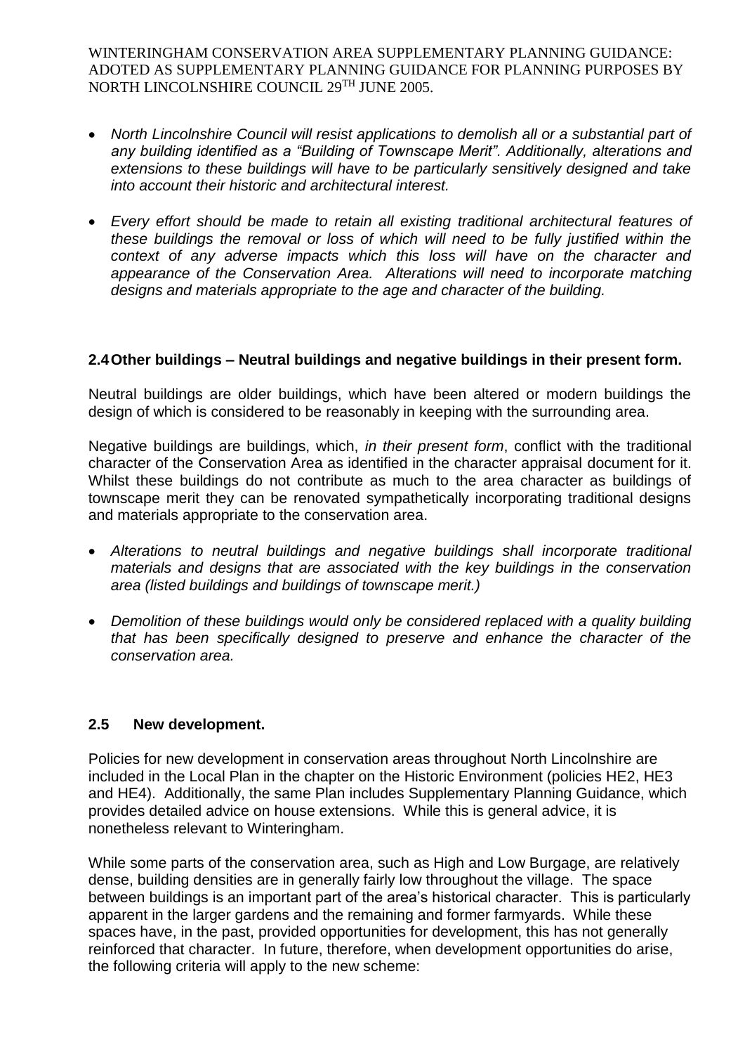- *North Lincolnshire Council will resist applications to demolish all or a substantial part of any building identified as a "Building of Townscape Merit". Additionally, alterations and extensions to these buildings will have to be particularly sensitively designed and take into account their historic and architectural interest.*

- *Every effort should be made to retain all existing traditional architectural features of these buildings the removal or loss of which will need to be fully justified within the context of any adverse impacts which this loss will have on the character and appearance of the Conservation Area. Alterations will need to incorporate matching designs and materials appropriate to the age and character of the building.*

## 2.4 Other buildings – Neutral buildings and negative buildings in their present form.

Neutral buildings are older buildings, which have been altered or modern buildings the design of which is considered to be reasonably in keeping with the surrounding area.

Negative buildings are buildings, which, *in their present form*, conflict with the traditional character of the Conservation Area as identified in the character appraisal document for it. Whilst these buildings do not contribute as much to the area character as buildings of townscape merit they can be renovated sympathetically incorporating traditional designs and materials appropriate to the conservation area.

- *Alterations to neutral buildings and negative buildings shall incorporate traditional materials and designs that are associated with the key buildings in the conservation area (listed buildings and buildings of townscape merit.)*

- *Demolition of these buildings would only be considered replaced with a quality building that has been specifically designed to preserve and enhance the character of the conservation area.*

## 2.5 New development.

Policies for new development in conservation areas throughout North Lincolnshire are included in the Local Plan in the chapter on the Historic Environment (policies HE2, HE3 and HE4). Additionally, the same Plan includes Supplementary Planning Guidance, which provides detailed advice on house extensions. While this is general advice, it is nonetheless relevant to Winteringham.

While some parts of the conservation area, such as High and Low Burgage, are relatively dense, building densities are in generally fairly low throughout the village. The space between buildings is an important part of the area's historical character. This is particularly apparent in the larger gardens and the remaining and former farmyards. While these spaces have, in the past, provided opportunities for development, this has not generally reinforced that character. In future, therefore, when development opportunities do arise, the following criteria will apply to the new scheme: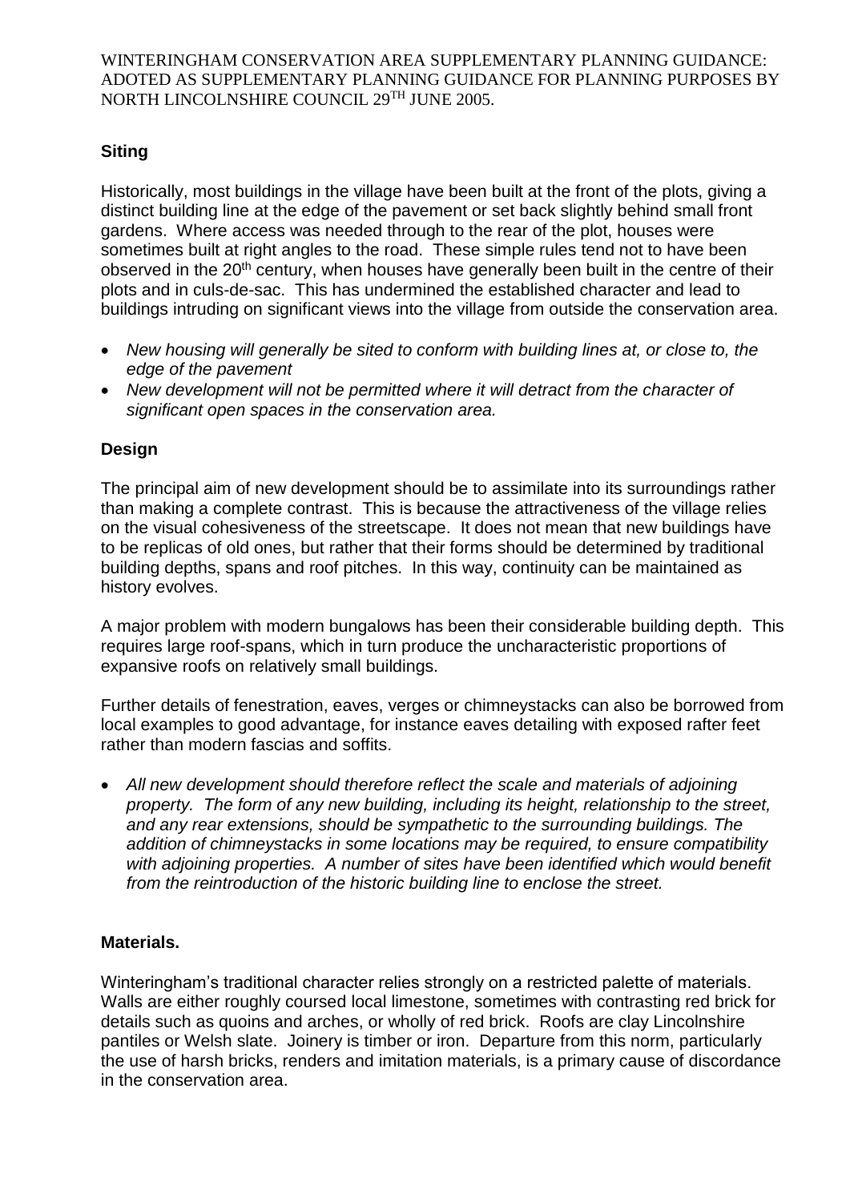WINTERINGHAM CONSERVATION AREA SUPPLEMENTARY PLANNING GUIDANCE: ADOTED AS SUPPLEMENTARY PLANNING GUIDANCE FOR PLANNING PURPOSES BY NORTH LINCOLNSHIRE COUNCIL 29TH JUNE 2005.

## Siting

Historically, most buildings in the village have been built at the front of the plots, giving a distinct building line at the edge of the pavement or set back slightly behind small front gardens. Where access was needed through to the rear of the plot, houses were sometimes built at right angles to the road. These simple rules tend not to have been observed in the 20th century, when houses have generally been built in the centre of their plots and in culs-de-sac. This has undermined the established character and lead to buildings intruding on significant views into the village from outside the conservation area.

- *New housing will generally be sited to conform with building lines at, or close to, the edge of the pavement*
- *New development will not be permitted where it will detract from the character of significant open spaces in the conservation area.*

## Design

The principal aim of new development should be to assimilate into its surroundings rather than making a complete contrast. This is because the attractiveness of the village relies on the visual cohesiveness of the streetscape. It does not mean that new buildings have to be replicas of old ones, but rather that their forms should be determined by traditional building depths, spans and roof pitches. In this way, continuity can be maintained as history evolves.

A major problem with modern bungalows has been their considerable building depth. This requires large roof-spans, which in turn produce the uncharacteristic proportions of expansive roofs on relatively small buildings.

Further details of fenestration, eaves, verges or chimneystacks can also be borrowed from local examples to good advantage, for instance eaves detailing with exposed rafter feet rather than modern fascias and soffits.

- *All new development should therefore reflect the scale and materials of adjoining property. The form of any new building, including its height, relationship to the street, and any rear extensions, should be sympathetic to the surrounding buildings. The addition of chimneystacks in some locations may be required, to ensure compatibility with adjoining properties. A number of sites have been identified which would benefit from the reintroduction of the historic building line to enclose the street.*

## Materials.

Winteringham's traditional character relies strongly on a restricted palette of materials. Walls are either roughly coursed local limestone, sometimes with contrasting red brick for details such as quoins and arches, or wholly of red brick. Roofs are clay Lincolnshire pantiles or Welsh slate. Joinery is timber or iron. Departure from this norm, particularly the use of harsh bricks, renders and imitation materials, is a primary cause of discordance in the conservation area.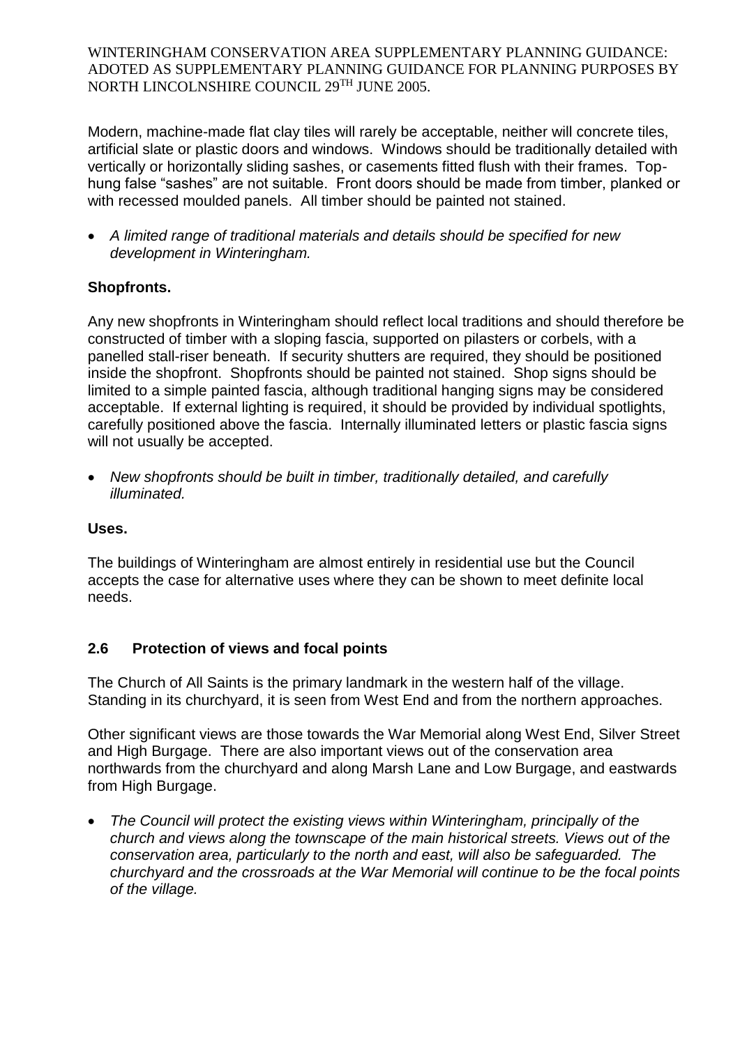Modern, machine-made flat clay tiles will rarely be acceptable, neither will concrete tiles, artificial slate or plastic doors and windows. Windows should be traditionally detailed with vertically or horizontally sliding sashes, or casements fitted flush with their frames. Top-hung false "sashes" are not suitable. Front doors should be made from timber, planked or with recessed moulded panels. All timber should be painted not stained.

- *A limited range of traditional materials and details should be specified for new development in Winteringham.*

**Shopfronts.**

Any new shopfronts in Winteringham should reflect local traditions and should therefore be constructed of timber with a sloping fascia, supported on pilasters or corbels, with a panelled stall-riser beneath. If security shutters are required, they should be positioned inside the shopfront. Shopfronts should be painted not stained. Shop signs should be limited to a simple painted fascia, although traditional hanging signs may be considered acceptable. If external lighting is required, it should be provided by individual spotlights, carefully positioned above the fascia. Internally illuminated letters or plastic fascia signs will not usually be accepted.

- *New shopfronts should be built in timber, traditionally detailed, and carefully illuminated.*

**Uses.**

The buildings of Winteringham are almost entirely in residential use but the Council accepts the case for alternative uses where they can be shown to meet definite local needs.

## 2.6 Protection of views and focal points

The Church of All Saints is the primary landmark in the western half of the village. Standing in its churchyard, it is seen from West End and from the northern approaches.

Other significant views are those towards the War Memorial along West End, Silver Street and High Burgage. There are also important views out of the conservation area northwards from the churchyard and along Marsh Lane and Low Burgage, and eastwards from High Burgage.

- *The Council will protect the existing views within Winteringham, principally of the church and views along the townscape of the main historical streets. Views out of the conservation area, particularly to the north and east, will also be safeguarded. The churchyard and the crossroads at the War Memorial will continue to be the focal points of the village.*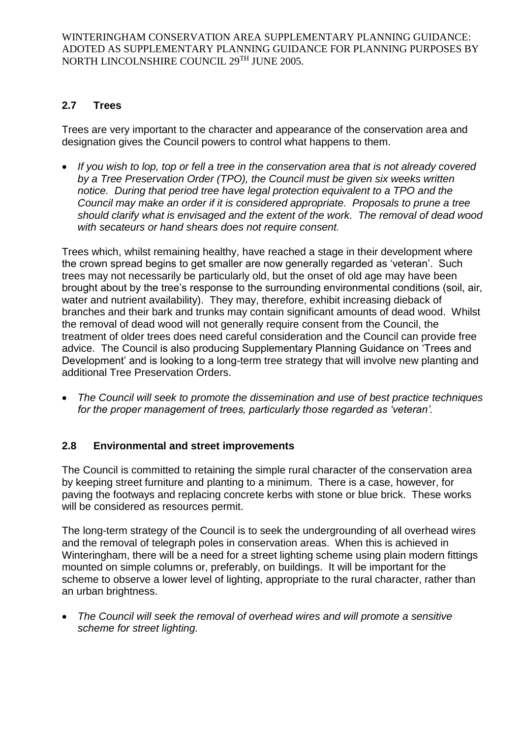## 2.7 Trees

Trees are very important to the character and appearance of the conservation area and designation gives the Council powers to control what happens to them.

- *If you wish to lop, top or fell a tree in the conservation area that is not already covered by a Tree Preservation Order (TPO), the Council must be given six weeks written notice. During that period tree have legal protection equivalent to a TPO and the Council may make an order if it is considered appropriate. Proposals to prune a tree should clarify what is envisaged and the extent of the work. The removal of dead wood with secateurs or hand shears does not require consent.*

Trees which, whilst remaining healthy, have reached a stage in their development where the crown spread begins to get smaller are now generally regarded as 'veteran'. Such trees may not necessarily be particularly old, but the onset of old age may have been brought about by the tree's response to the surrounding environmental conditions (soil, air, water and nutrient availability). They may, therefore, exhibit increasing dieback of branches and their bark and trunks may contain significant amounts of dead wood. Whilst the removal of dead wood will not generally require consent from the Council, the treatment of older trees does need careful consideration and the Council can provide free advice. The Council is also producing Supplementary Planning Guidance on 'Trees and Development' and is looking to a long-term tree strategy that will involve new planting and additional Tree Preservation Orders.

- *The Council will seek to promote the dissemination and use of best practice techniques for the proper management of trees, particularly those regarded as 'veteran'.*

## 2.8 Environmental and street improvements

The Council is committed to retaining the simple rural character of the conservation area by keeping street furniture and planting to a minimum. There is a case, however, for paving the footways and replacing concrete kerbs with stone or blue brick. These works will be considered as resources permit.

The long-term strategy of the Council is to seek the undergrounding of all overhead wires and the removal of telegraph poles in conservation areas. When this is achieved in Winteringham, there will be a need for a street lighting scheme using plain modern fittings mounted on simple columns or, preferably, on buildings. It will be important for the scheme to observe a lower level of lighting, appropriate to the rural character, rather than an urban brightness.

- *The Council will seek the removal of overhead wires and will promote a sensitive scheme for street lighting.*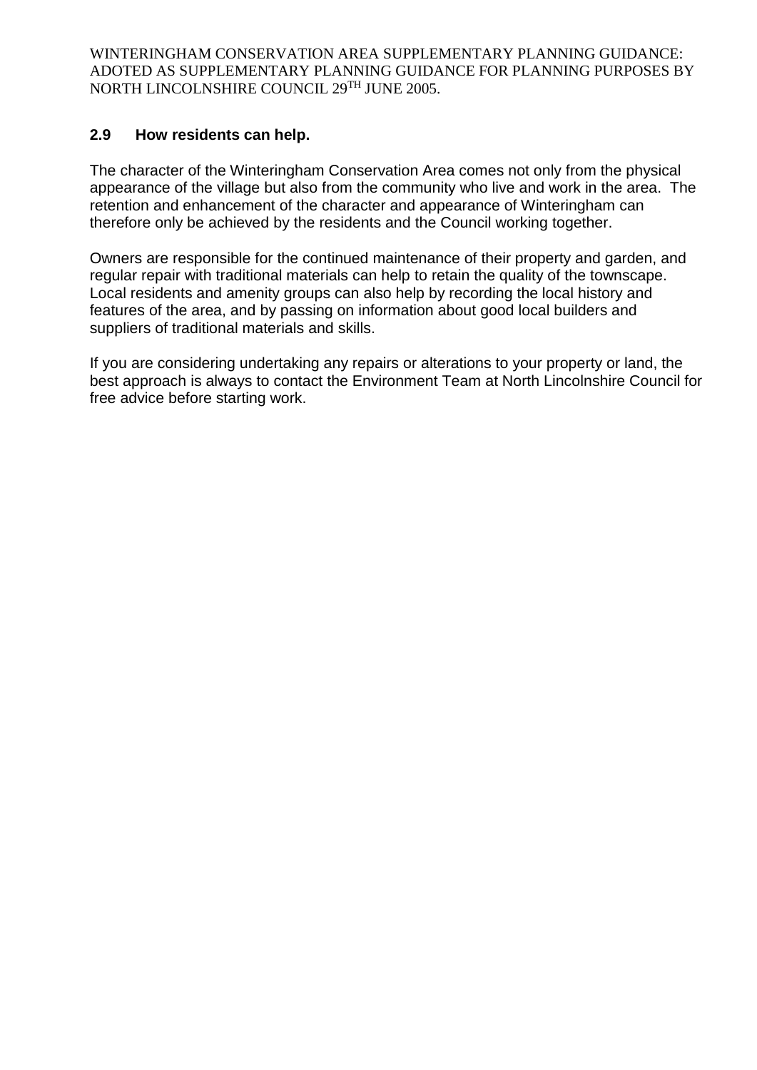## 2.9 How residents can help.

The character of the Winteringham Conservation Area comes not only from the physical appearance of the village but also from the community who live and work in the area. The retention and enhancement of the character and appearance of Winteringham can therefore only be achieved by the residents and the Council working together.

Owners are responsible for the continued maintenance of their property and garden, and regular repair with traditional materials can help to retain the quality of the townscape. Local residents and amenity groups can also help by recording the local history and features of the area, and by passing on information about good local builders and suppliers of traditional materials and skills.

If you are considering undertaking any repairs or alterations to your property or land, the best approach is always to contact the Environment Team at North Lincolnshire Council for free advice before starting work.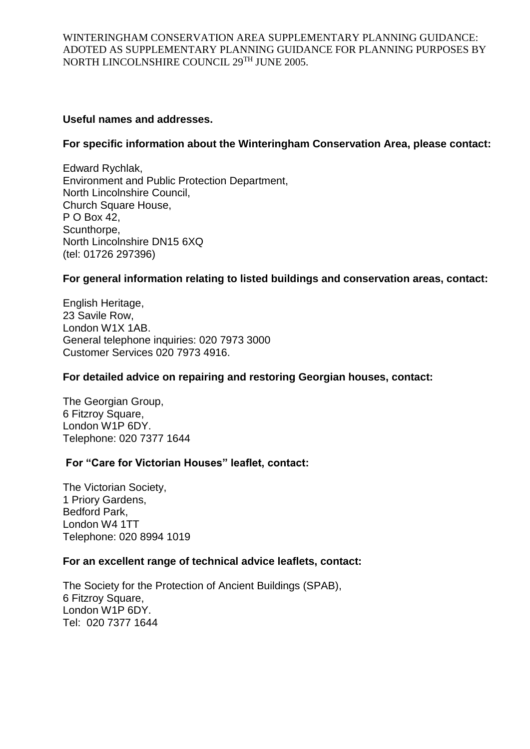**Useful names and addresses.**

**For specific information about the Winteringham Conservation Area, please contact:**

Edward Rychlak,
Environment and Public Protection Department,
North Lincolnshire Council,
Church Square House,
P O Box 42,
Scunthorpe,
North Lincolnshire DN15 6XQ
(tel: 01726 297396)

**For general information relating to listed buildings and conservation areas, contact:**

English Heritage,
23 Savile Row,
London W1X 1AB.
General telephone inquiries: 020 7973 3000
Customer Services 020 7973 4916.

**For detailed advice on repairing and restoring Georgian houses, contact:**

The Georgian Group,
6 Fitzroy Square,
London W1P 6DY.
Telephone: 020 7377 1644

**For "Care for Victorian Houses" leaflet, contact:**

The Victorian Society,
1 Priory Gardens,
Bedford Park,
London W4 1TT
Telephone: 020 8994 1019

**For an excellent range of technical advice leaflets, contact:**

The Society for the Protection of Ancient Buildings (SPAB),
6 Fitzroy Square,
London W1P 6DY.
Tel: 020 7377 1644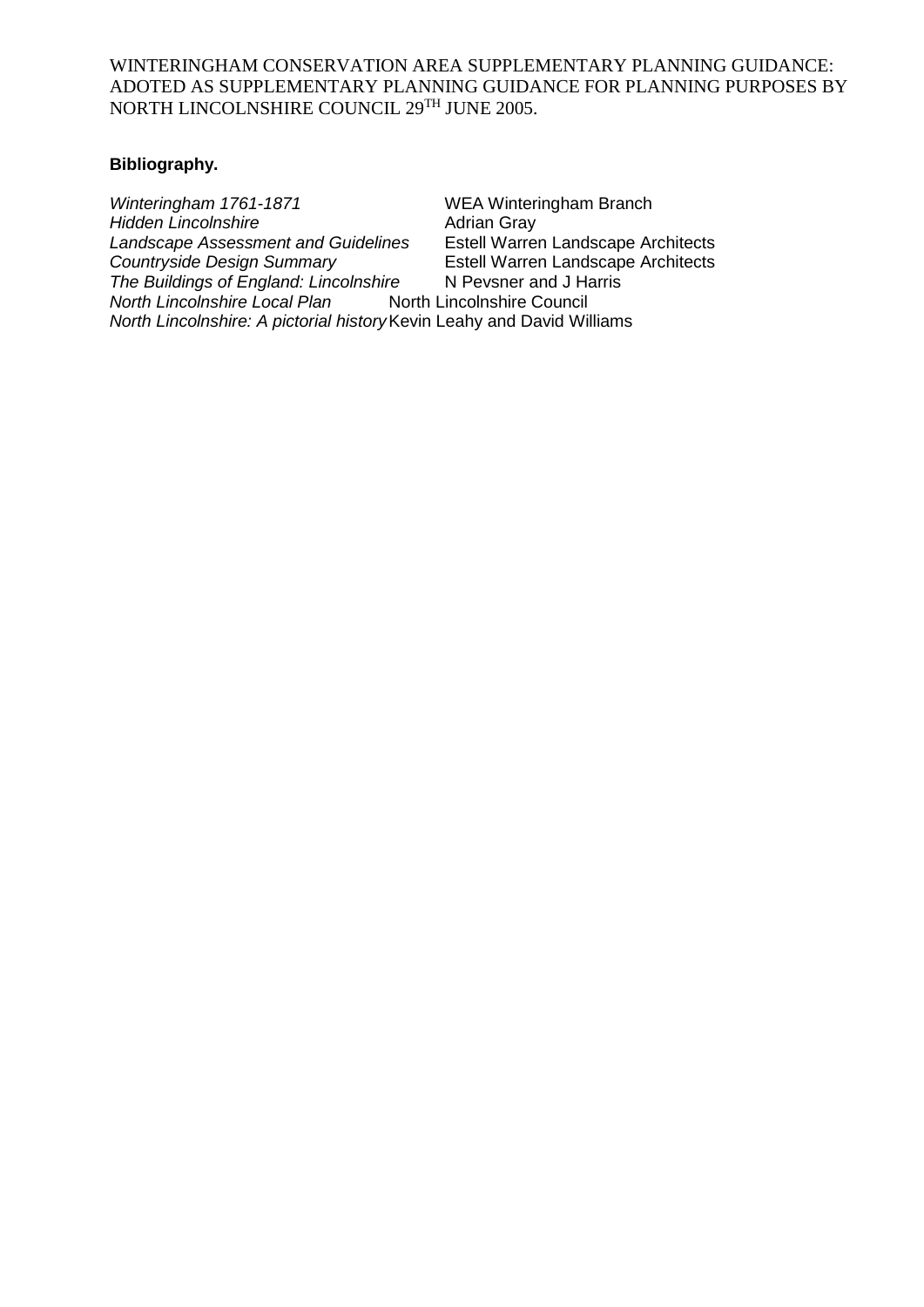WINTERINGHAM CONSERVATION AREA SUPPLEMENTARY PLANNING GUIDANCE: ADOTED AS SUPPLEMENTARY PLANNING GUIDANCE FOR PLANNING PURPOSES BY NORTH LINCOLNSHIRE COUNCIL 29TH JUNE 2005.

**Bibliography.**

| | |
|---|---|
| *Winteringham 1761-1871* | WEA Winteringham Branch |
| *Hidden Lincolnshire* | Adrian Gray |
| *Landscape Assessment and Guidelines* | Estell Warren Landscape Architects |
| *Countryside Design Summary* | Estell Warren Landscape Architects |
| *The Buildings of England: Lincolnshire* | N Pevsner and J Harris |
| *North Lincolnshire Local Plan* | North Lincolnshire Council |
| *North Lincolnshire: A pictorial history* | Kevin Leahy and David Williams |